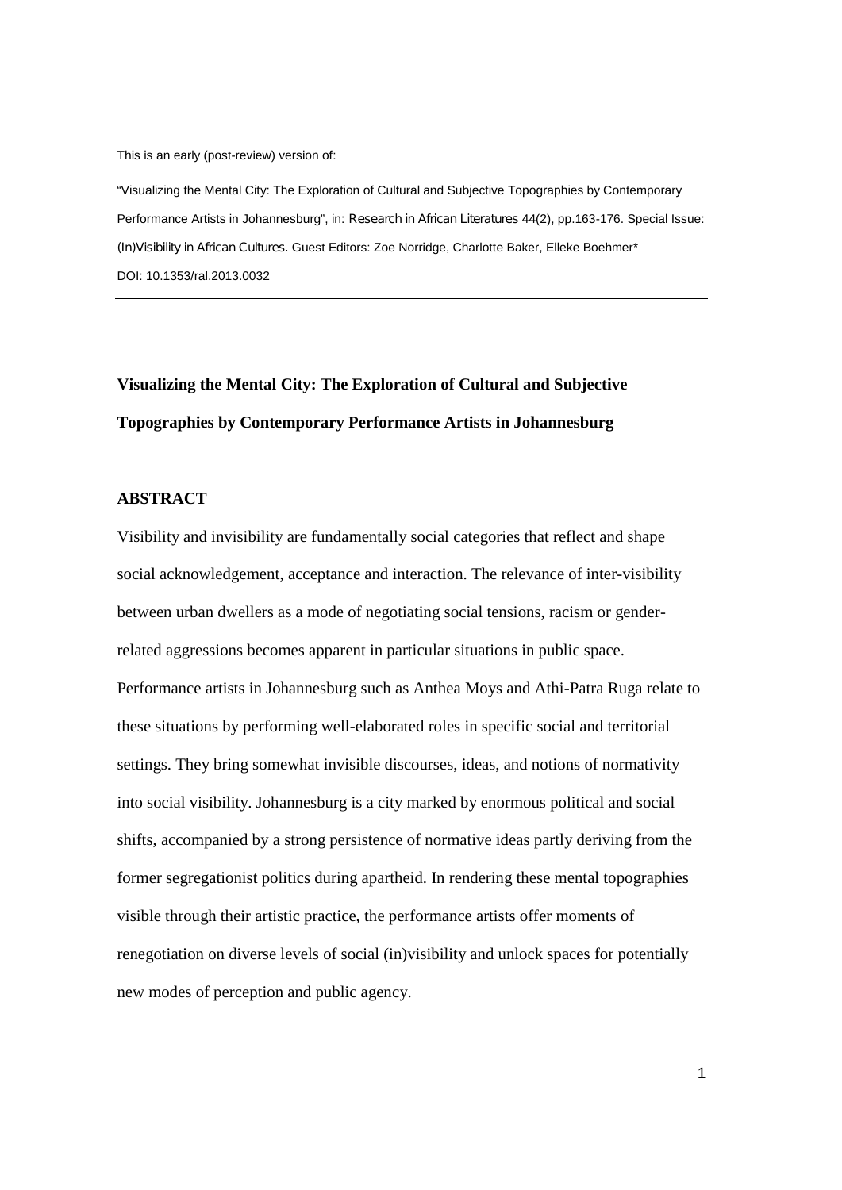This is an early (post-review) version of:

"Visualizing the Mental City: The Exploration of Cultural and Subjective Topographies by Contemporary Performance Artists in Johannesburg", in: *Research in African Literatures* 44(2), pp.163-176. Special Issue: *(In)Visibility in African Cultures*. Guest Editors: Zoe Norridge, Charlotte Baker, Elleke Boehmer*
DOI: 10.1353/ral.2013.0032

---

# Visualizing the Mental City: The Exploration of Cultural and Subjective Topographies by Contemporary Performance Artists in Johannesburg

## ABSTRACT

Visibility and invisibility are fundamentally social categories that reflect and shape social acknowledgement, acceptance and interaction. The relevance of inter-visibility between urban dwellers as a mode of negotiating social tensions, racism or gender-related aggressions becomes apparent in particular situations in public space. Performance artists in Johannesburg such as Anthea Moys and Athi-Patra Ruga relate to these situations by performing well-elaborated roles in specific social and territorial settings. They bring somewhat invisible discourses, ideas, and notions of normativity into social visibility. Johannesburg is a city marked by enormous political and social shifts, accompanied by a strong persistence of normative ideas partly deriving from the former segregationist politics during apartheid. In rendering these mental topographies visible through their artistic practice, the performance artists offer moments of renegotiation on diverse levels of social (in)visibility and unlock spaces for potentially new modes of perception and public agency.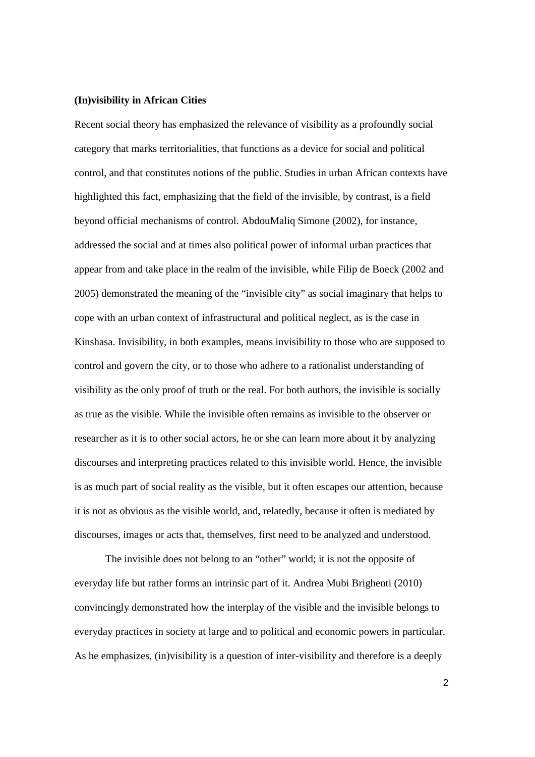**(In)visibility in African Cities**

Recent social theory has emphasized the relevance of visibility as a profoundly social category that marks territorialities, that functions as a device for social and political control, and that constitutes notions of the public. Studies in urban African contexts have highlighted this fact, emphasizing that the field of the invisible, by contrast, is a field beyond official mechanisms of control. AbdouMaliq Simone (2002), for instance, addressed the social and at times also political power of informal urban practices that appear from and take place in the realm of the invisible, while Filip de Boeck (2002 and 2005) demonstrated the meaning of the "invisible city" as social imaginary that helps to cope with an urban context of infrastructural and political neglect, as is the case in Kinshasa. Invisibility, in both examples, means invisibility to those who are supposed to control and govern the city, or to those who adhere to a rationalist understanding of visibility as the only proof of truth or the real. For both authors, the invisible is socially as true as the visible. While the invisible often remains as invisible to the observer or researcher as it is to other social actors, he or she can learn more about it by analyzing discourses and interpreting practices related to this invisible world. Hence, the invisible is as much part of social reality as the visible, but it often escapes our attention, because it is not as obvious as the visible world, and, relatedly, because it often is mediated by discourses, images or acts that, themselves, first need to be analyzed and understood.

The invisible does not belong to an "other" world; it is not the opposite of everyday life but rather forms an intrinsic part of it. Andrea Mubi Brighenti (2010) convincingly demonstrated how the interplay of the visible and the invisible belongs to everyday practices in society at large and to political and economic powers in particular. As he emphasizes, (in)visibility is a question of inter-visibility and therefore is a deeply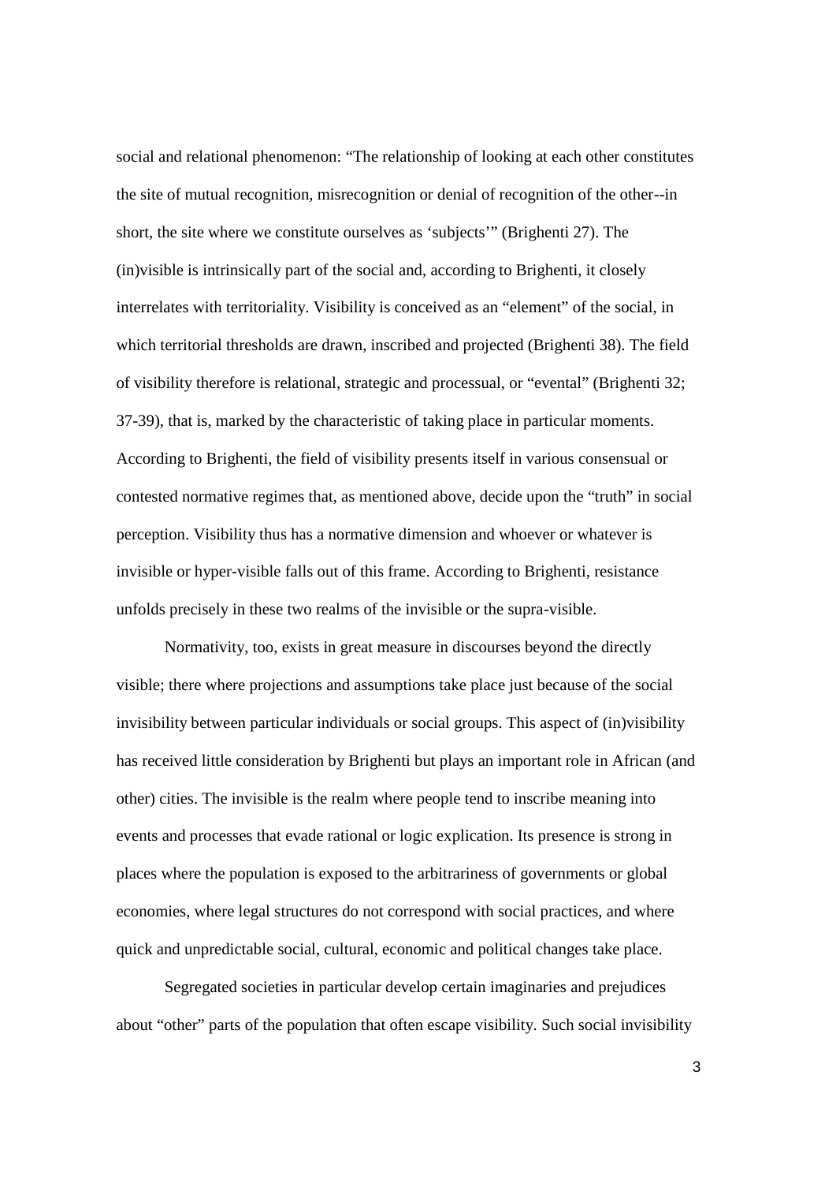social and relational phenomenon: "The relationship of looking at each other constitutes the site of mutual recognition, misrecognition or denial of recognition of the other--in short, the site where we constitute ourselves as 'subjects'" (Brighenti 27). The (in)visible is intrinsically part of the social and, according to Brighenti, it closely interrelates with territoriality. Visibility is conceived as an "element" of the social, in which territorial thresholds are drawn, inscribed and projected (Brighenti 38). The field of visibility therefore is relational, strategic and processual, or "evental" (Brighenti 32; 37-39), that is, marked by the characteristic of taking place in particular moments. According to Brighenti, the field of visibility presents itself in various consensual or contested normative regimes that, as mentioned above, decide upon the "truth" in social perception. Visibility thus has a normative dimension and whoever or whatever is invisible or hyper-visible falls out of this frame. According to Brighenti, resistance unfolds precisely in these two realms of the invisible or the supra-visible.

Normativity, too, exists in great measure in discourses beyond the directly visible; there where projections and assumptions take place just because of the social invisibility between particular individuals or social groups. This aspect of (in)visibility has received little consideration by Brighenti but plays an important role in African (and other) cities. The invisible is the realm where people tend to inscribe meaning into events and processes that evade rational or logic explication. Its presence is strong in places where the population is exposed to the arbitrariness of governments or global economies, where legal structures do not correspond with social practices, and where quick and unpredictable social, cultural, economic and political changes take place.

Segregated societies in particular develop certain imaginaries and prejudices about "other" parts of the population that often escape visibility. Such social invisibility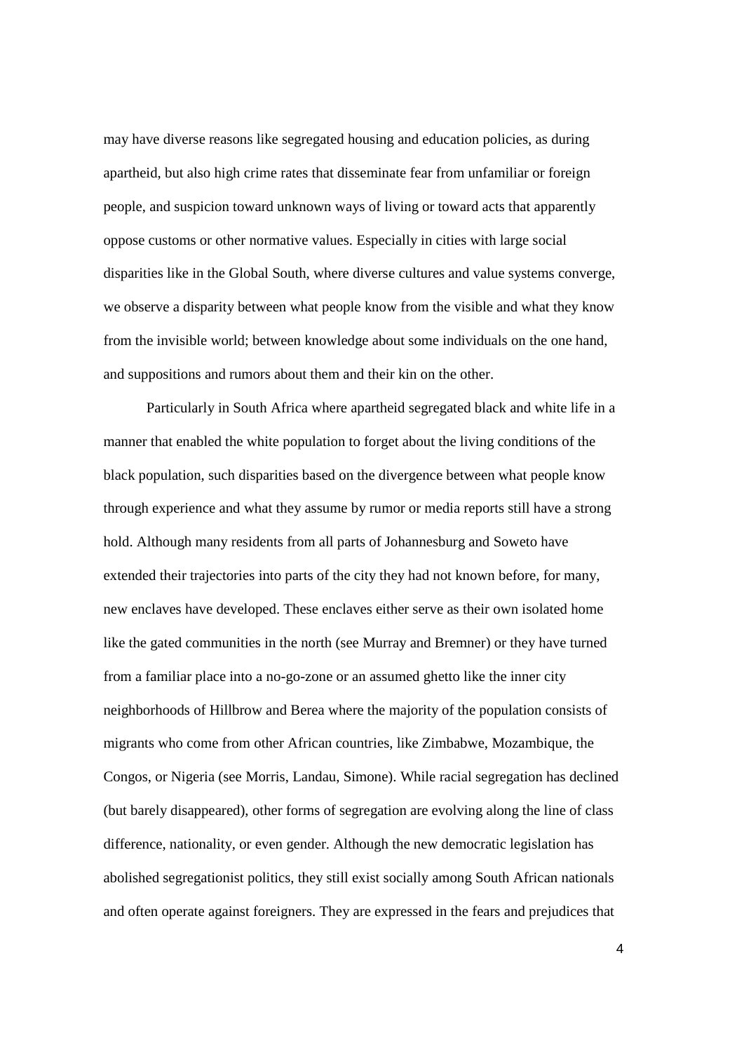may have diverse reasons like segregated housing and education policies, as during apartheid, but also high crime rates that disseminate fear from unfamiliar or foreign people, and suspicion toward unknown ways of living or toward acts that apparently oppose customs or other normative values. Especially in cities with large social disparities like in the Global South, where diverse cultures and value systems converge, we observe a disparity between what people know from the visible and what they know from the invisible world; between knowledge about some individuals on the one hand, and suppositions and rumors about them and their kin on the other.

Particularly in South Africa where apartheid segregated black and white life in a manner that enabled the white population to forget about the living conditions of the black population, such disparities based on the divergence between what people know through experience and what they assume by rumor or media reports still have a strong hold. Although many residents from all parts of Johannesburg and Soweto have extended their trajectories into parts of the city they had not known before, for many, new enclaves have developed. These enclaves either serve as their own isolated home like the gated communities in the north (see Murray and Bremner) or they have turned from a familiar place into a no-go-zone or an assumed ghetto like the inner city neighborhoods of Hillbrow and Berea where the majority of the population consists of migrants who come from other African countries, like Zimbabwe, Mozambique, the Congos, or Nigeria (see Morris, Landau, Simone). While racial segregation has declined (but barely disappeared), other forms of segregation are evolving along the line of class difference, nationality, or even gender. Although the new democratic legislation has abolished segregationist politics, they still exist socially among South African nationals and often operate against foreigners. They are expressed in the fears and prejudices that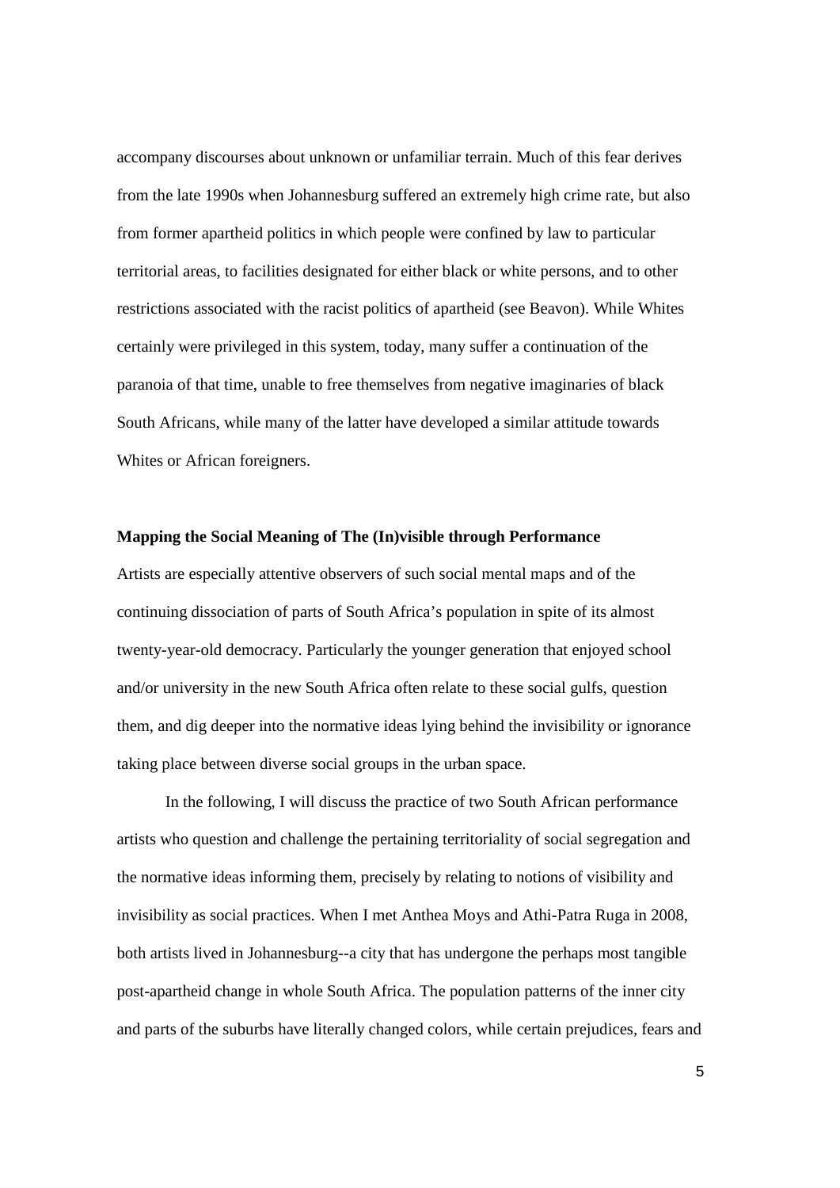accompany discourses about unknown or unfamiliar terrain. Much of this fear derives from the late 1990s when Johannesburg suffered an extremely high crime rate, but also from former apartheid politics in which people were confined by law to particular territorial areas, to facilities designated for either black or white persons, and to other restrictions associated with the racist politics of apartheid (see Beavon). While Whites certainly were privileged in this system, today, many suffer a continuation of the paranoia of that time, unable to free themselves from negative imaginaries of black South Africans, while many of the latter have developed a similar attitude towards Whites or African foreigners.

**Mapping the Social Meaning of The (In)visible through Performance**

Artists are especially attentive observers of such social mental maps and of the continuing dissociation of parts of South Africa's population in spite of its almost twenty-year-old democracy. Particularly the younger generation that enjoyed school and/or university in the new South Africa often relate to these social gulfs, question them, and dig deeper into the normative ideas lying behind the invisibility or ignorance taking place between diverse social groups in the urban space.

In the following, I will discuss the practice of two South African performance artists who question and challenge the pertaining territoriality of social segregation and the normative ideas informing them, precisely by relating to notions of visibility and invisibility as social practices. When I met Anthea Moys and Athi-Patra Ruga in 2008, both artists lived in Johannesburg--a city that has undergone the perhaps most tangible post-apartheid change in whole South Africa. The population patterns of the inner city and parts of the suburbs have literally changed colors, while certain prejudices, fears and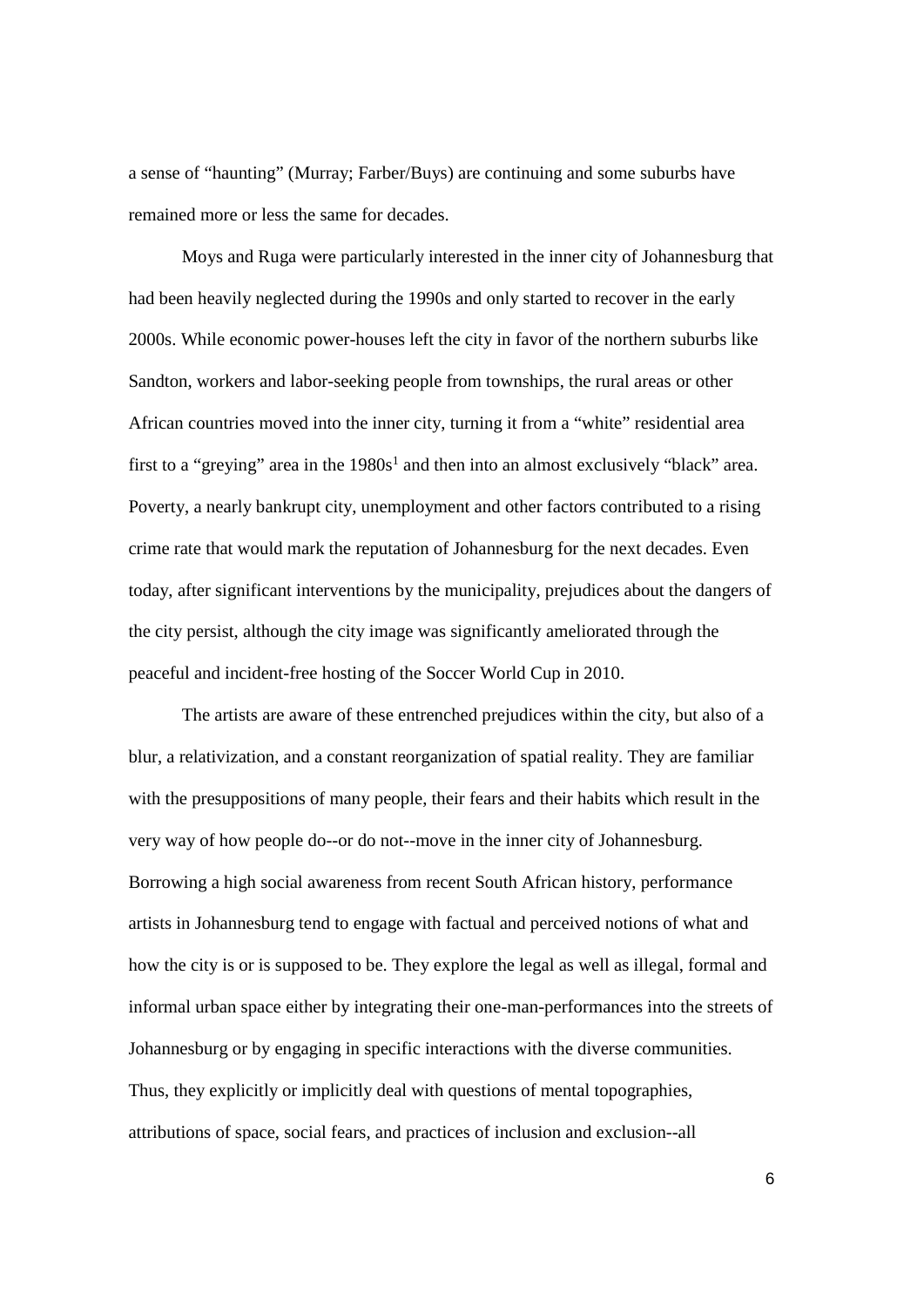a sense of "haunting" (Murray; Farber/Buys) are continuing and some suburbs have remained more or less the same for decades.

Moys and Ruga were particularly interested in the inner city of Johannesburg that had been heavily neglected during the 1990s and only started to recover in the early 2000s. While economic power-houses left the city in favor of the northern suburbs like Sandton, workers and labor-seeking people from townships, the rural areas or other African countries moved into the inner city, turning it from a "white" residential area first to a "greying" area in the 1980s[1] and then into an almost exclusively "black" area. Poverty, a nearly bankrupt city, unemployment and other factors contributed to a rising crime rate that would mark the reputation of Johannesburg for the next decades. Even today, after significant interventions by the municipality, prejudices about the dangers of the city persist, although the city image was significantly ameliorated through the peaceful and incident-free hosting of the Soccer World Cup in 2010.

The artists are aware of these entrenched prejudices within the city, but also of a blur, a relativization, and a constant reorganization of spatial reality. They are familiar with the presuppositions of many people, their fears and their habits which result in the very way of how people do--or do not--move in the inner city of Johannesburg. Borrowing a high social awareness from recent South African history, performance artists in Johannesburg tend to engage with factual and perceived notions of what and how the city is or is supposed to be. They explore the legal as well as illegal, formal and informal urban space either by integrating their one-man-performances into the streets of Johannesburg or by engaging in specific interactions with the diverse communities. Thus, they explicitly or implicitly deal with questions of mental topographies, attributions of space, social fears, and practices of inclusion and exclusion--all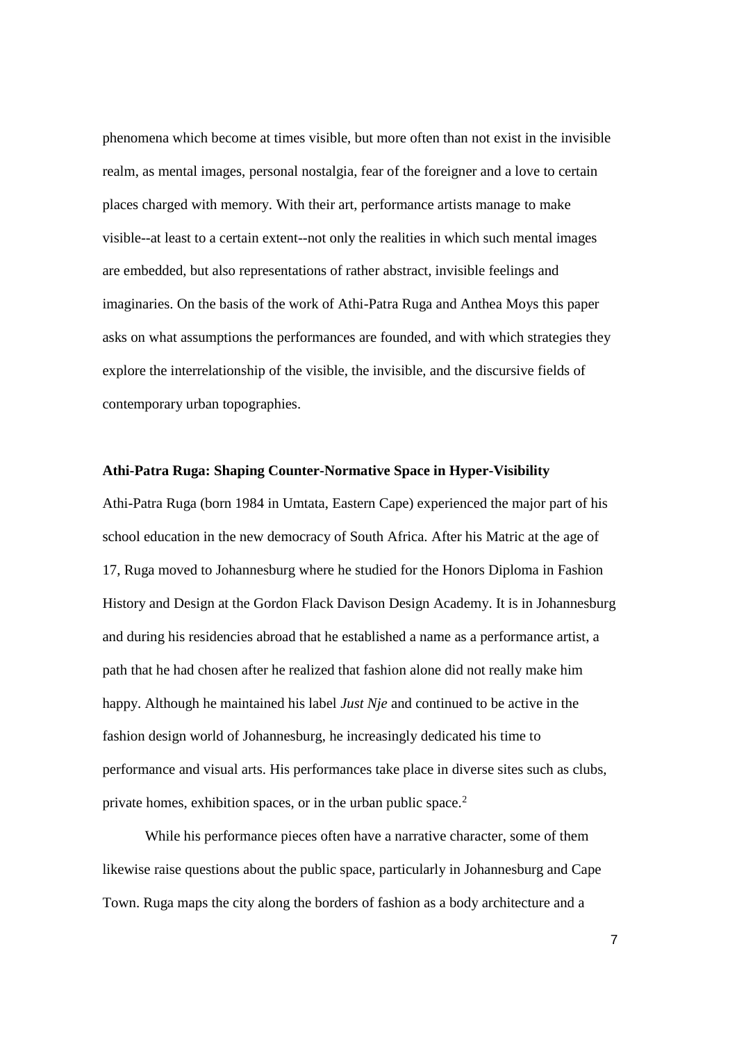phenomena which become at times visible, but more often than not exist in the invisible realm, as mental images, personal nostalgia, fear of the foreigner and a love to certain places charged with memory. With their art, performance artists manage to make visible--at least to a certain extent--not only the realities in which such mental images are embedded, but also representations of rather abstract, invisible feelings and imaginaries. On the basis of the work of Athi-Patra Ruga and Anthea Moys this paper asks on what assumptions the performances are founded, and with which strategies they explore the interrelationship of the visible, the invisible, and the discursive fields of contemporary urban topographies.

## Athi-Patra Ruga: Shaping Counter-Normative Space in Hyper-Visibility

Athi-Patra Ruga (born 1984 in Umtata, Eastern Cape) experienced the major part of his school education in the new democracy of South Africa. After his Matric at the age of 17, Ruga moved to Johannesburg where he studied for the Honors Diploma in Fashion History and Design at the Gordon Flack Davison Design Academy. It is in Johannesburg and during his residencies abroad that he established a name as a performance artist, a path that he had chosen after he realized that fashion alone did not really make him happy. Although he maintained his label *Just Nje* and continued to be active in the fashion design world of Johannesburg, he increasingly dedicated his time to performance and visual arts. His performances take place in diverse sites such as clubs, private homes, exhibition spaces, or in the urban public space.[2]

While his performance pieces often have a narrative character, some of them likewise raise questions about the public space, particularly in Johannesburg and Cape Town. Ruga maps the city along the borders of fashion as a body architecture and a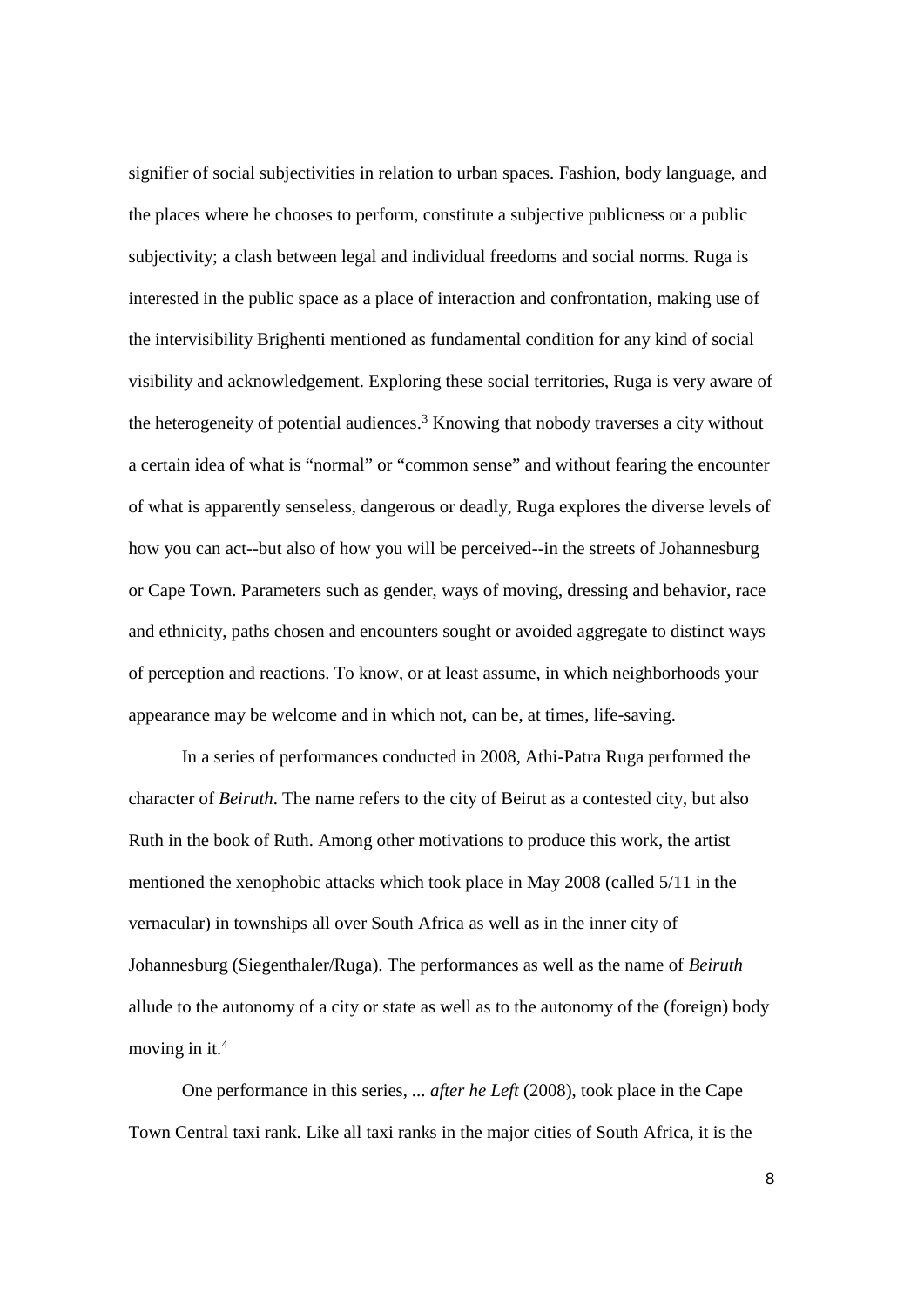signifier of social subjectivities in relation to urban spaces. Fashion, body language, and the places where he chooses to perform, constitute a subjective publicness or a public subjectivity; a clash between legal and individual freedoms and social norms. Ruga is interested in the public space as a place of interaction and confrontation, making use of the intervisibility Brighenti mentioned as fundamental condition for any kind of social visibility and acknowledgement. Exploring these social territories, Ruga is very aware of the heterogeneity of potential audiences.[3] Knowing that nobody traverses a city without a certain idea of what is "normal" or "common sense" and without fearing the encounter of what is apparently senseless, dangerous or deadly, Ruga explores the diverse levels of how you can act--but also of how you will be perceived--in the streets of Johannesburg or Cape Town. Parameters such as gender, ways of moving, dressing and behavior, race and ethnicity, paths chosen and encounters sought or avoided aggregate to distinct ways of perception and reactions. To know, or at least assume, in which neighborhoods your appearance may be welcome and in which not, can be, at times, life-saving.

In a series of performances conducted in 2008, Athi-Patra Ruga performed the character of *Beiruth*. The name refers to the city of Beirut as a contested city, but also Ruth in the book of Ruth. Among other motivations to produce this work, the artist mentioned the xenophobic attacks which took place in May 2008 (called 5/11 in the vernacular) in townships all over South Africa as well as in the inner city of Johannesburg (Siegenthaler/Ruga). The performances as well as the name of *Beiruth* allude to the autonomy of a city or state as well as to the autonomy of the (foreign) body moving in it.[4]

One performance in this series, *... after he Left* (2008), took place in the Cape Town Central taxi rank. Like all taxi ranks in the major cities of South Africa, it is the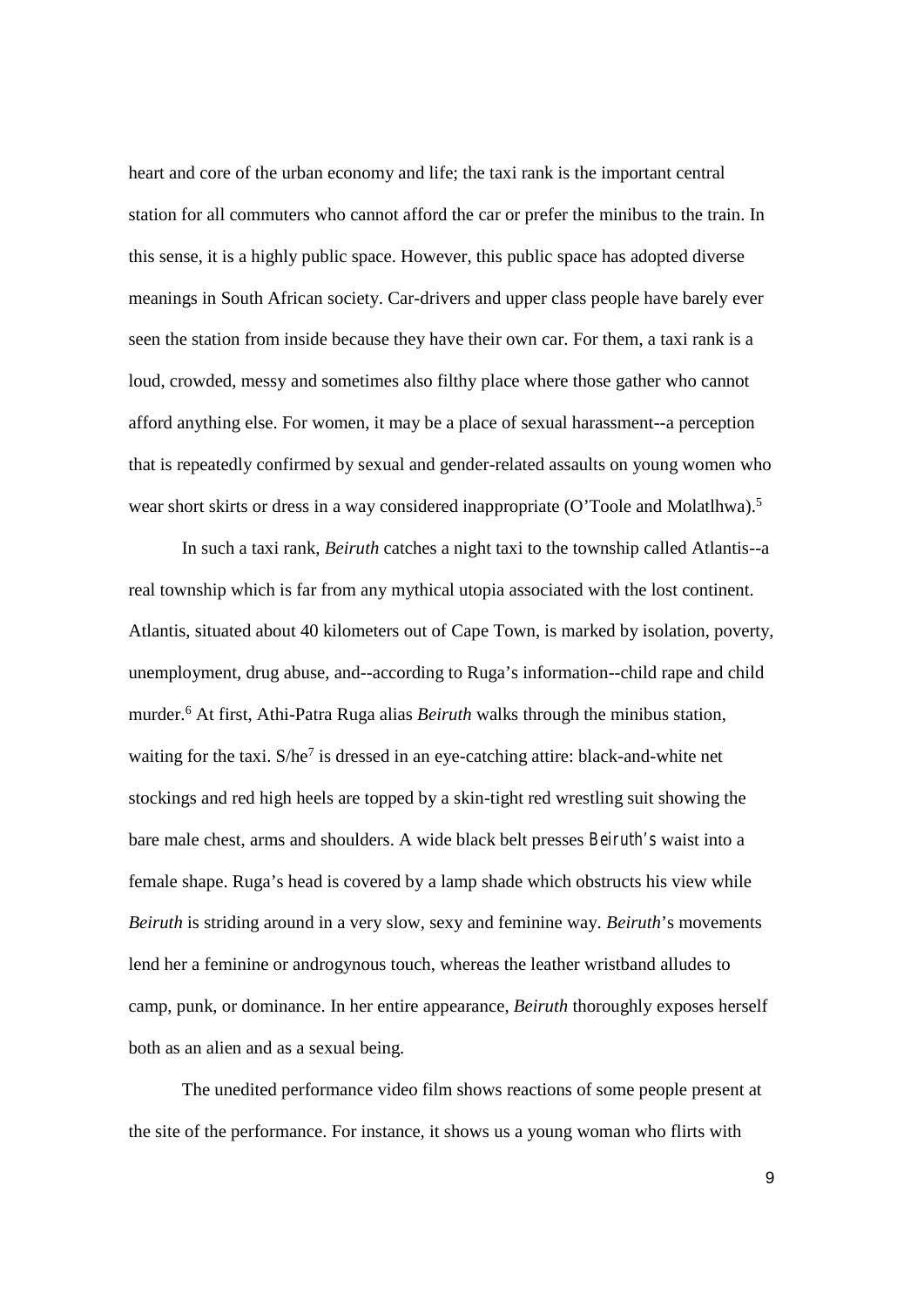heart and core of the urban economy and life; the taxi rank is the important central station for all commuters who cannot afford the car or prefer the minibus to the train. In this sense, it is a highly public space. However, this public space has adopted diverse meanings in South African society. Car-drivers and upper class people have barely ever seen the station from inside because they have their own car. For them, a taxi rank is a loud, crowded, messy and sometimes also filthy place where those gather who cannot afford anything else. For women, it may be a place of sexual harassment--a perception that is repeatedly confirmed by sexual and gender-related assaults on young women who wear short skirts or dress in a way considered inappropriate (O'Toole and Molatlhwa).[5]

In such a taxi rank, *Beiruth* catches a night taxi to the township called Atlantis--a real township which is far from any mythical utopia associated with the lost continent. Atlantis, situated about 40 kilometers out of Cape Town, is marked by isolation, poverty, unemployment, drug abuse, and--according to Ruga's information--child rape and child murder.[6] At first, Athi-Patra Ruga alias *Beiruth* walks through the minibus station, waiting for the taxi. S/he[7] is dressed in an eye-catching attire: black-and-white net stockings and red high heels are topped by a skin-tight red wrestling suit showing the bare male chest, arms and shoulders. A wide black belt presses Beiruth's waist into a female shape. Ruga's head is covered by a lamp shade which obstructs his view while *Beiruth* is striding around in a very slow, sexy and feminine way. *Beiruth*'s movements lend her a feminine or androgynous touch, whereas the leather wristband alludes to camp, punk, or dominance. In her entire appearance, *Beiruth* thoroughly exposes herself both as an alien and as a sexual being.

The unedited performance video film shows reactions of some people present at the site of the performance. For instance, it shows us a young woman who flirts with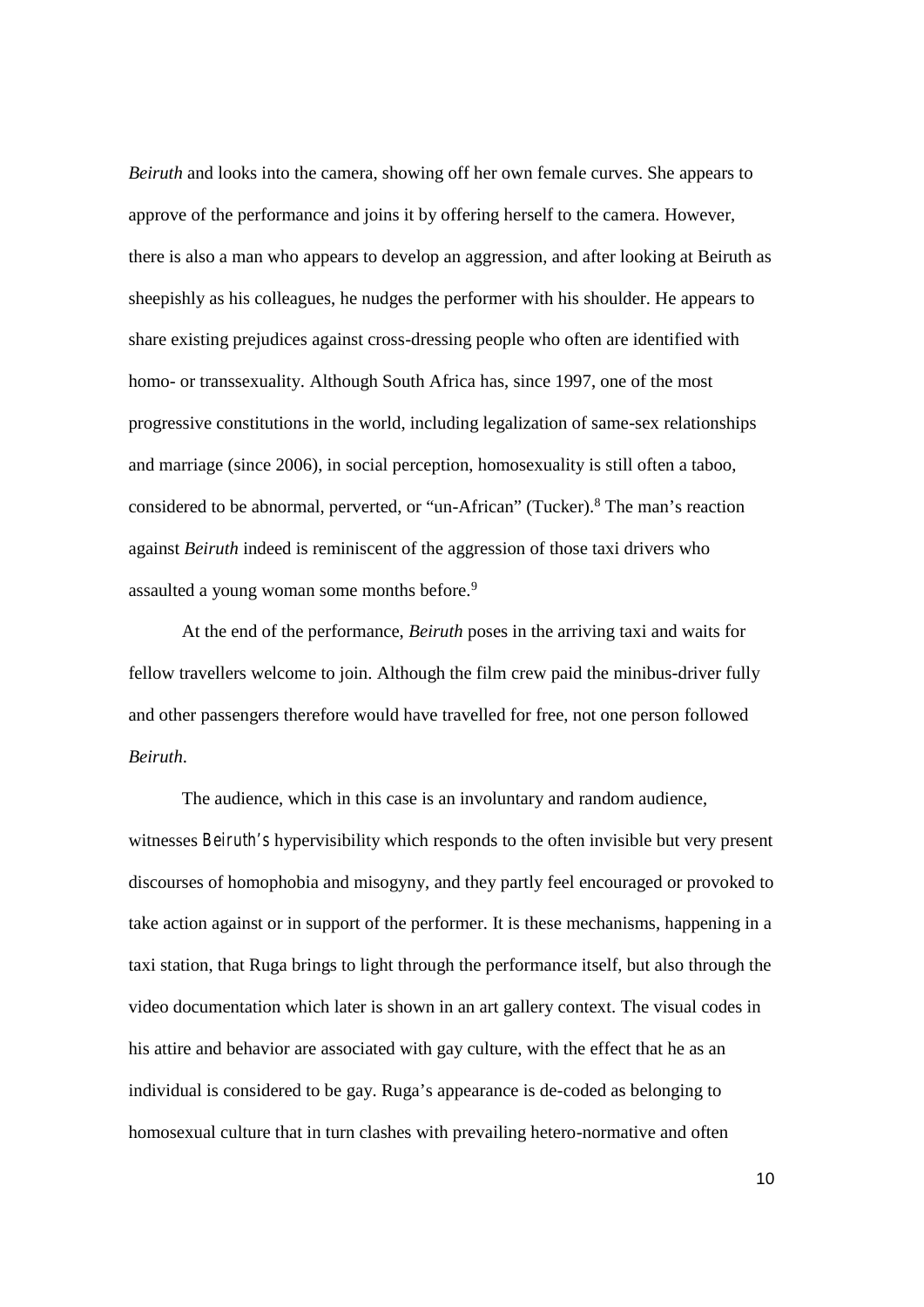*Beiruth* and looks into the camera, showing off her own female curves. She appears to approve of the performance and joins it by offering herself to the camera. However, there is also a man who appears to develop an aggression, and after looking at Beiruth as sheepishly as his colleagues, he nudges the performer with his shoulder. He appears to share existing prejudices against cross-dressing people who often are identified with homo- or transsexuality. Although South Africa has, since 1997, one of the most progressive constitutions in the world, including legalization of same-sex relationships and marriage (since 2006), in social perception, homosexuality is still often a taboo, considered to be abnormal, perverted, or "un-African" (Tucker).[8] The man's reaction against *Beiruth* indeed is reminiscent of the aggression of those taxi drivers who assaulted a young woman some months before.[9]

At the end of the performance, *Beiruth* poses in the arriving taxi and waits for fellow travellers welcome to join. Although the film crew paid the minibus-driver fully and other passengers therefore would have travelled for free, not one person followed *Beiruth*.

The audience, which in this case is an involuntary and random audience, witnesses Beiruth's hypervisibility which responds to the often invisible but very present discourses of homophobia and misogyny, and they partly feel encouraged or provoked to take action against or in support of the performer. It is these mechanisms, happening in a taxi station, that Ruga brings to light through the performance itself, but also through the video documentation which later is shown in an art gallery context. The visual codes in his attire and behavior are associated with gay culture, with the effect that he as an individual is considered to be gay. Ruga's appearance is de-coded as belonging to homosexual culture that in turn clashes with prevailing hetero-normative and often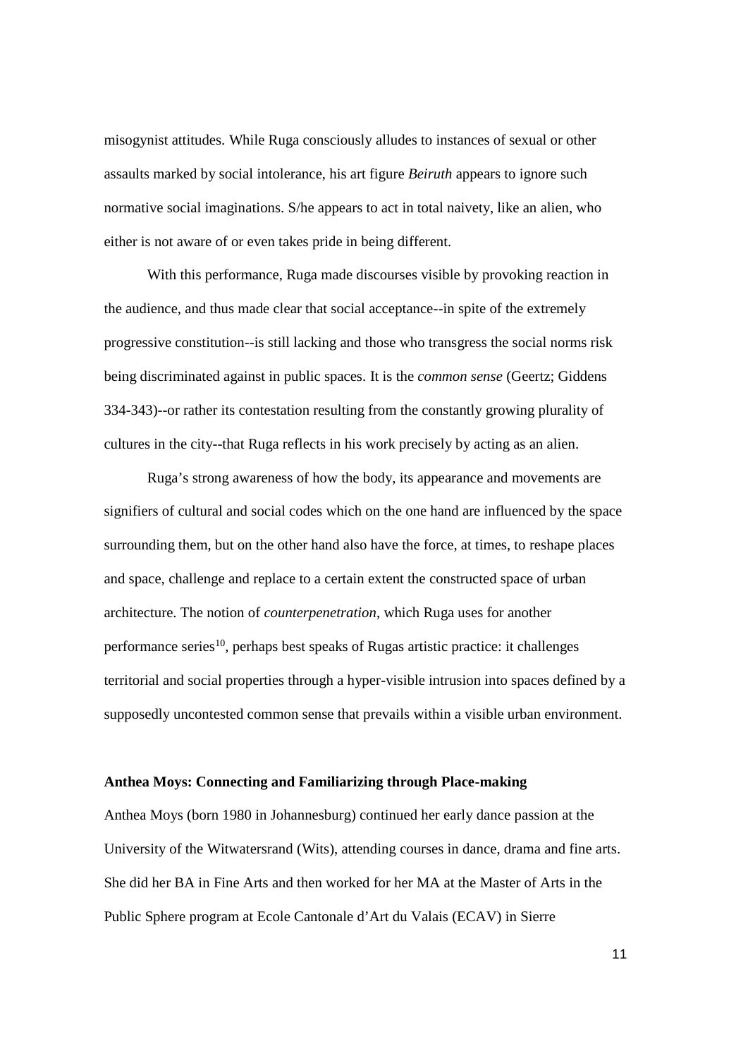misogynist attitudes. While Ruga consciously alludes to instances of sexual or other assaults marked by social intolerance, his art figure *Beiruth* appears to ignore such normative social imaginations. S/he appears to act in total naivety, like an alien, who either is not aware of or even takes pride in being different.

With this performance, Ruga made discourses visible by provoking reaction in the audience, and thus made clear that social acceptance--in spite of the extremely progressive constitution--is still lacking and those who transgress the social norms risk being discriminated against in public spaces. It is the *common sense* (Geertz; Giddens 334-343)--or rather its contestation resulting from the constantly growing plurality of cultures in the city--that Ruga reflects in his work precisely by acting as an alien.

Ruga's strong awareness of how the body, its appearance and movements are signifiers of cultural and social codes which on the one hand are influenced by the space surrounding them, but on the other hand also have the force, at times, to reshape places and space, challenge and replace to a certain extent the constructed space of urban architecture. The notion of *counterpenetration*, which Ruga uses for another performance series[10], perhaps best speaks of Rugas artistic practice: it challenges territorial and social properties through a hyper-visible intrusion into spaces defined by a supposedly uncontested common sense that prevails within a visible urban environment.

**Anthea Moys: Connecting and Familiarizing through Place-making**

Anthea Moys (born 1980 in Johannesburg) continued her early dance passion at the University of the Witwatersrand (Wits), attending courses in dance, drama and fine arts. She did her BA in Fine Arts and then worked for her MA at the Master of Arts in the Public Sphere program at Ecole Cantonale d'Art du Valais (ECAV) in Sierre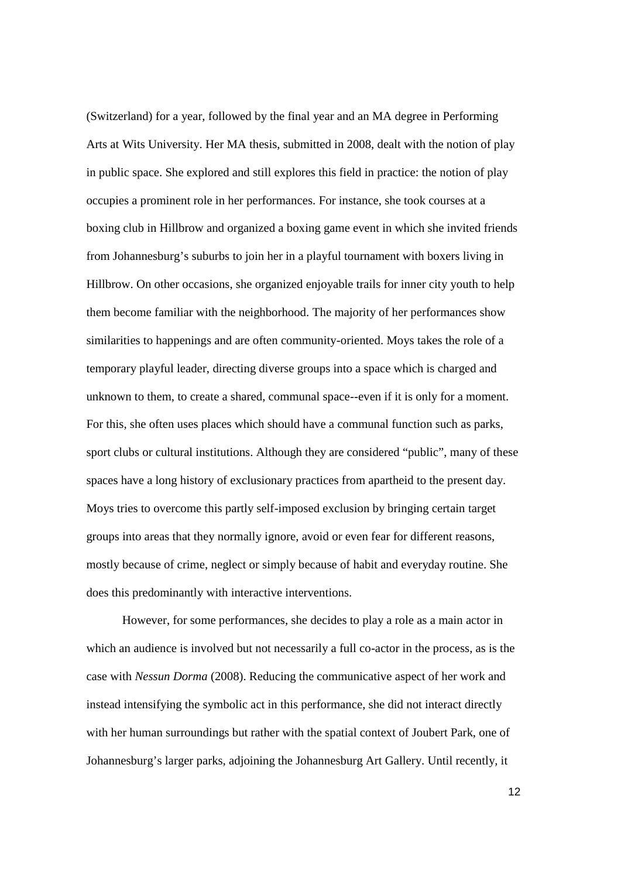(Switzerland) for a year, followed by the final year and an MA degree in Performing Arts at Wits University. Her MA thesis, submitted in 2008, dealt with the notion of play in public space. She explored and still explores this field in practice: the notion of play occupies a prominent role in her performances. For instance, she took courses at a boxing club in Hillbrow and organized a boxing game event in which she invited friends from Johannesburg's suburbs to join her in a playful tournament with boxers living in Hillbrow. On other occasions, she organized enjoyable trails for inner city youth to help them become familiar with the neighborhood. The majority of her performances show similarities to happenings and are often community-oriented. Moys takes the role of a temporary playful leader, directing diverse groups into a space which is charged and unknown to them, to create a shared, communal space--even if it is only for a moment. For this, she often uses places which should have a communal function such as parks, sport clubs or cultural institutions. Although they are considered "public", many of these spaces have a long history of exclusionary practices from apartheid to the present day. Moys tries to overcome this partly self-imposed exclusion by bringing certain target groups into areas that they normally ignore, avoid or even fear for different reasons, mostly because of crime, neglect or simply because of habit and everyday routine. She does this predominantly with interactive interventions.

However, for some performances, she decides to play a role as a main actor in which an audience is involved but not necessarily a full co-actor in the process, as is the case with *Nessun Dorma* (2008). Reducing the communicative aspect of her work and instead intensifying the symbolic act in this performance, she did not interact directly with her human surroundings but rather with the spatial context of Joubert Park, one of Johannesburg's larger parks, adjoining the Johannesburg Art Gallery. Until recently, it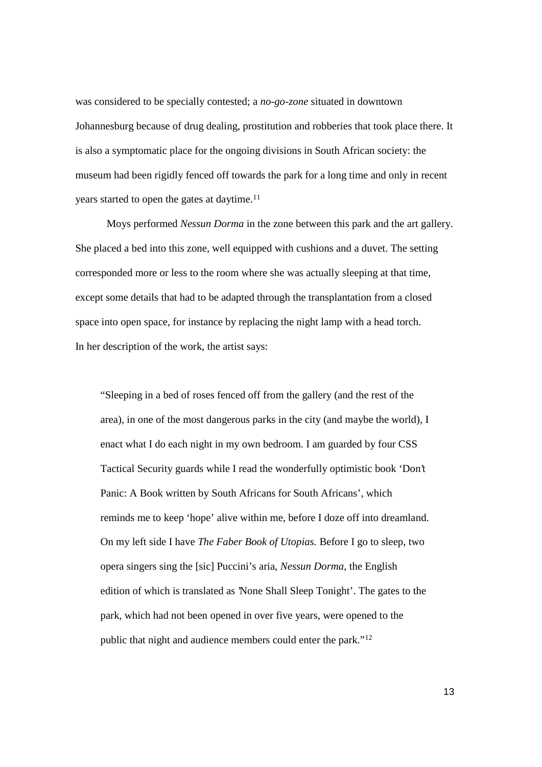was considered to be specially contested; a *no-go-zone* situated in downtown Johannesburg because of drug dealing, prostitution and robberies that took place there. It is also a symptomatic place for the ongoing divisions in South African society: the museum had been rigidly fenced off towards the park for a long time and only in recent years started to open the gates at daytime.[11]

Moys performed *Nessun Dorma* in the zone between this park and the art gallery. She placed a bed into this zone, well equipped with cushions and a duvet. The setting corresponded more or less to the room where she was actually sleeping at that time, except some details that had to be adapted through the transplantation from a closed space into open space, for instance by replacing the night lamp with a head torch. In her description of the work, the artist says:

> "Sleeping in a bed of roses fenced off from the gallery (and the rest of the area), in one of the most dangerous parks in the city (and maybe the world), I enact what I do each night in my own bedroom. I am guarded by four CSS Tactical Security guards while I read the wonderfully optimistic book 'Don't Panic: A Book written by South Africans for South Africans', which reminds me to keep 'hope' alive within me, before I doze off into dreamland. On my left side I have *The Faber Book of Utopias.* Before I go to sleep, two opera singers sing the [sic] Puccini's aria, *Nessun Dorma*, the English edition of which is translated as 'None Shall Sleep Tonight'. The gates to the park, which had not been opened in over five years, were opened to the public that night and audience members could enter the park."[12]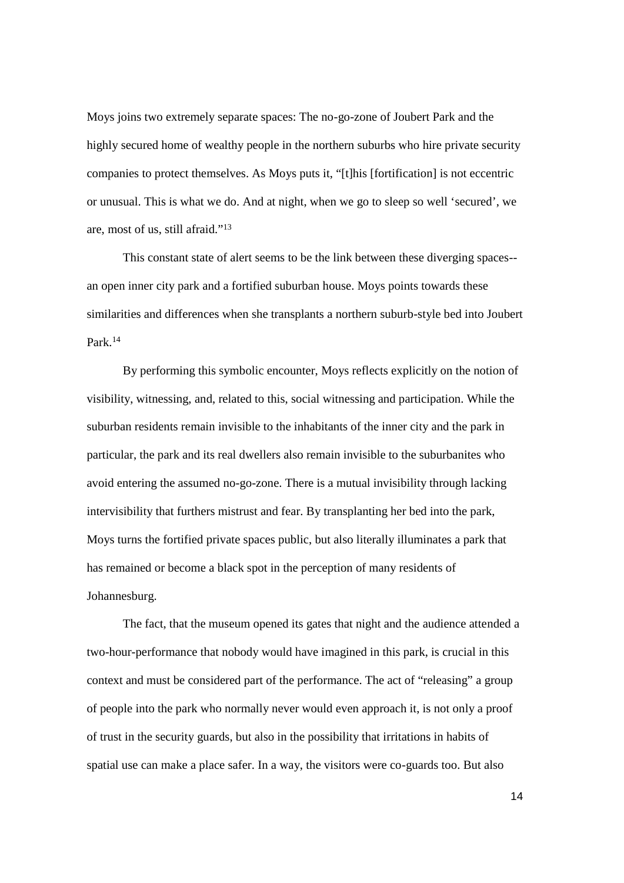Moys joins two extremely separate spaces: The no-go-zone of Joubert Park and the highly secured home of wealthy people in the northern suburbs who hire private security companies to protect themselves. As Moys puts it, "[t]his [fortification] is not eccentric or unusual. This is what we do. And at night, when we go to sleep so well 'secured', we are, most of us, still afraid."[13]

This constant state of alert seems to be the link between these diverging spaces--an open inner city park and a fortified suburban house. Moys points towards these similarities and differences when she transplants a northern suburb-style bed into Joubert Park.[14]

By performing this symbolic encounter, Moys reflects explicitly on the notion of visibility, witnessing, and, related to this, social witnessing and participation. While the suburban residents remain invisible to the inhabitants of the inner city and the park in particular, the park and its real dwellers also remain invisible to the suburbanites who avoid entering the assumed no-go-zone. There is a mutual invisibility through lacking intervisibility that furthers mistrust and fear. By transplanting her bed into the park, Moys turns the fortified private spaces public, but also literally illuminates a park that has remained or become a black spot in the perception of many residents of Johannesburg.

The fact, that the museum opened its gates that night and the audience attended a two-hour-performance that nobody would have imagined in this park, is crucial in this context and must be considered part of the performance. The act of "releasing" a group of people into the park who normally never would even approach it, is not only a proof of trust in the security guards, but also in the possibility that irritations in habits of spatial use can make a place safer. In a way, the visitors were co-guards too. But also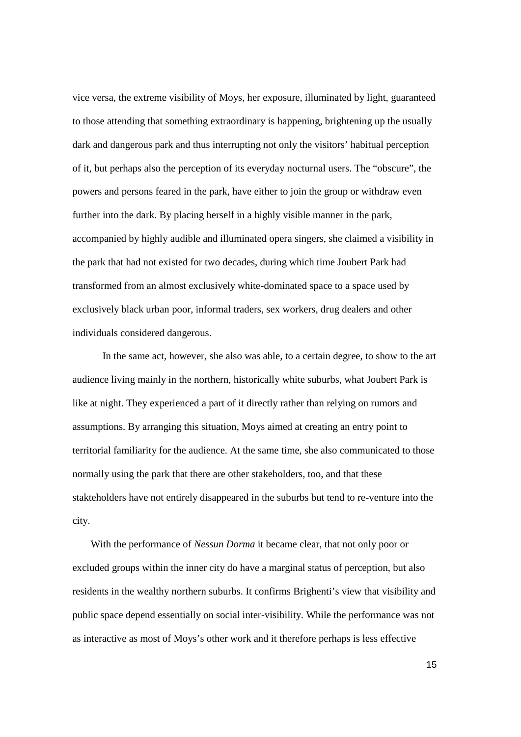vice versa, the extreme visibility of Moys, her exposure, illuminated by light, guaranteed to those attending that something extraordinary is happening, brightening up the usually dark and dangerous park and thus interrupting not only the visitors' habitual perception of it, but perhaps also the perception of its everyday nocturnal users. The "obscure", the powers and persons feared in the park, have either to join the group or withdraw even further into the dark. By placing herself in a highly visible manner in the park, accompanied by highly audible and illuminated opera singers, she claimed a visibility in the park that had not existed for two decades, during which time Joubert Park had transformed from an almost exclusively white-dominated space to a space used by exclusively black urban poor, informal traders, sex workers, drug dealers and other individuals considered dangerous.

In the same act, however, she also was able, to a certain degree, to show to the art audience living mainly in the northern, historically white suburbs, what Joubert Park is like at night. They experienced a part of it directly rather than relying on rumors and assumptions. By arranging this situation, Moys aimed at creating an entry point to territorial familiarity for the audience. At the same time, she also communicated to those normally using the park that there are other stakeholders, too, and that these stakteholders have not entirely disappeared in the suburbs but tend to re-venture into the city.

With the performance of *Nessun Dorma* it became clear, that not only poor or excluded groups within the inner city do have a marginal status of perception, but also residents in the wealthy northern suburbs. It confirms Brighenti's view that visibility and public space depend essentially on social inter-visibility. While the performance was not as interactive as most of Moys's other work and it therefore perhaps is less effective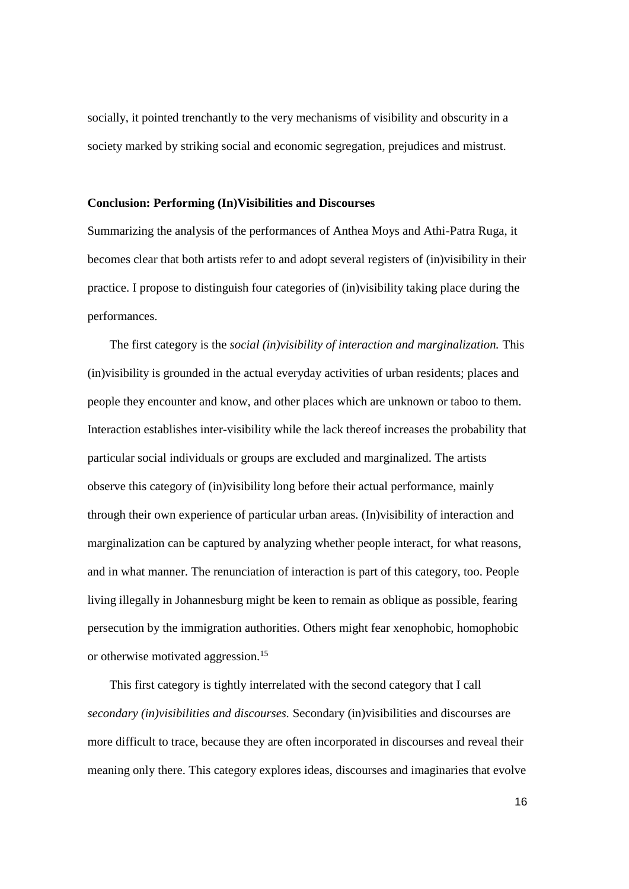socially, it pointed trenchantly to the very mechanisms of visibility and obscurity in a society marked by striking social and economic segregation, prejudices and mistrust.

## Conclusion: Performing (In)Visibilities and Discourses

Summarizing the analysis of the performances of Anthea Moys and Athi-Patra Ruga, it becomes clear that both artists refer to and adopt several registers of (in)visibility in their practice. I propose to distinguish four categories of (in)visibility taking place during the performances.

The first category is the *social (in)visibility of interaction and marginalization.* This (in)visibility is grounded in the actual everyday activities of urban residents; places and people they encounter and know, and other places which are unknown or taboo to them. Interaction establishes inter-visibility while the lack thereof increases the probability that particular social individuals or groups are excluded and marginalized. The artists observe this category of (in)visibility long before their actual performance, mainly through their own experience of particular urban areas. (In)visibility of interaction and marginalization can be captured by analyzing whether people interact, for what reasons, and in what manner. The renunciation of interaction is part of this category, too. People living illegally in Johannesburg might be keen to remain as oblique as possible, fearing persecution by the immigration authorities. Others might fear xenophobic, homophobic or otherwise motivated aggression.[15]

This first category is tightly interrelated with the second category that I call *secondary (in)visibilities and discourses.* Secondary (in)visibilities and discourses are more difficult to trace, because they are often incorporated in discourses and reveal their meaning only there. This category explores ideas, discourses and imaginaries that evolve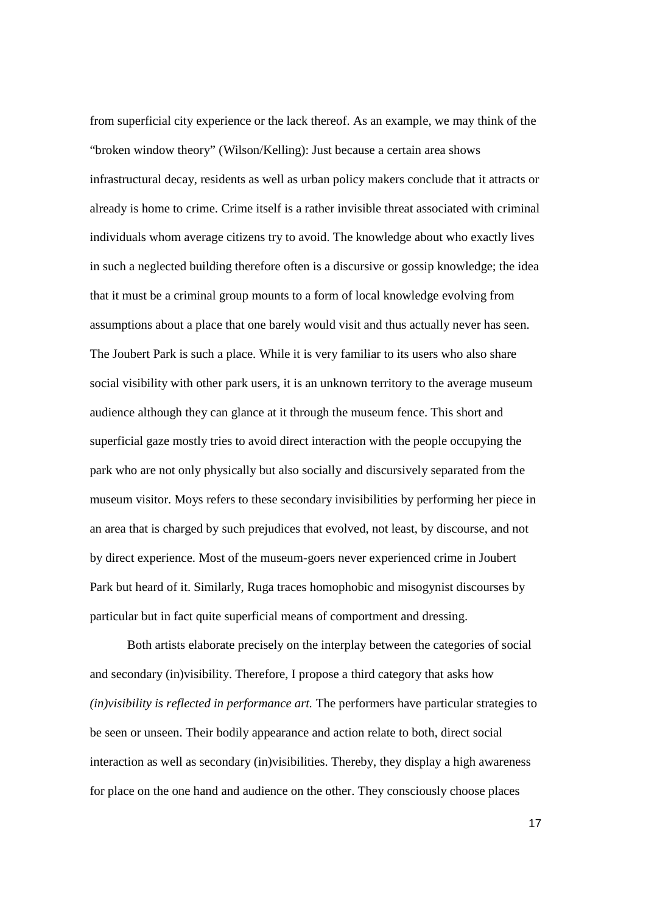from superficial city experience or the lack thereof. As an example, we may think of the "broken window theory" (Wilson/Kelling): Just because a certain area shows infrastructural decay, residents as well as urban policy makers conclude that it attracts or already is home to crime. Crime itself is a rather invisible threat associated with criminal individuals whom average citizens try to avoid. The knowledge about who exactly lives in such a neglected building therefore often is a discursive or gossip knowledge; the idea that it must be a criminal group mounts to a form of local knowledge evolving from assumptions about a place that one barely would visit and thus actually never has seen. The Joubert Park is such a place. While it is very familiar to its users who also share social visibility with other park users, it is an unknown territory to the average museum audience although they can glance at it through the museum fence. This short and superficial gaze mostly tries to avoid direct interaction with the people occupying the park who are not only physically but also socially and discursively separated from the museum visitor. Moys refers to these secondary invisibilities by performing her piece in an area that is charged by such prejudices that evolved, not least, by discourse, and not by direct experience. Most of the museum-goers never experienced crime in Joubert Park but heard of it. Similarly, Ruga traces homophobic and misogynist discourses by particular but in fact quite superficial means of comportment and dressing.

Both artists elaborate precisely on the interplay between the categories of social and secondary (in)visibility. Therefore, I propose a third category that asks how *(in)visibility is reflected in performance art.* The performers have particular strategies to be seen or unseen. Their bodily appearance and action relate to both, direct social interaction as well as secondary (in)visibilities. Thereby, they display a high awareness for place on the one hand and audience on the other. They consciously choose places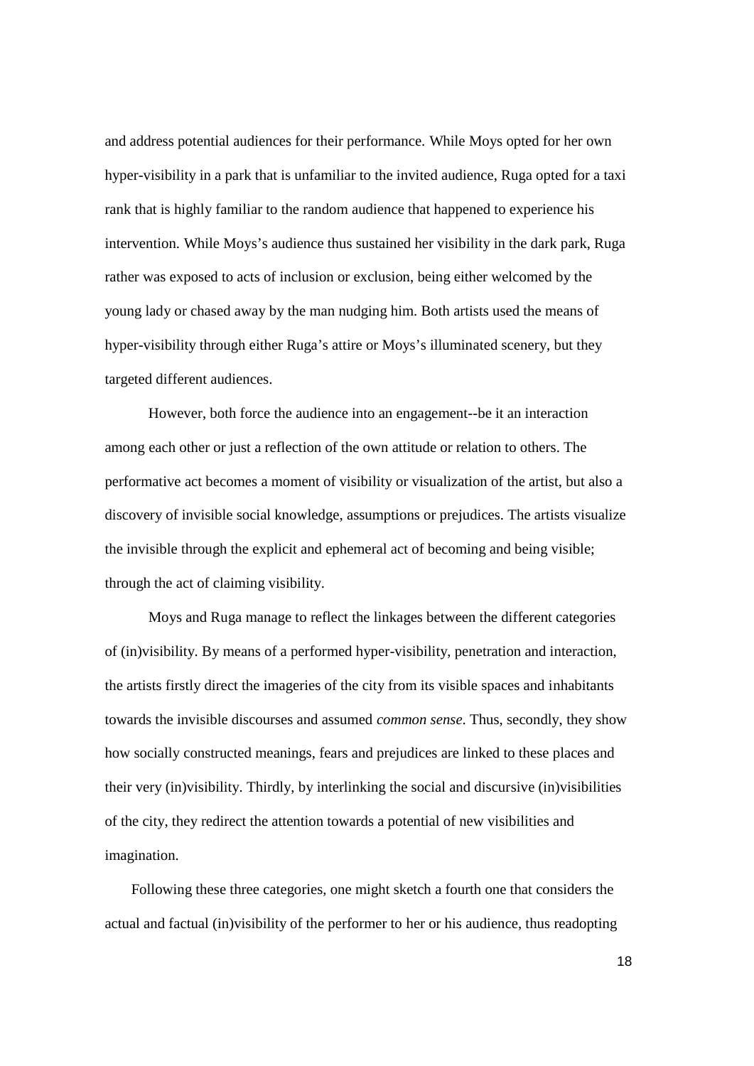and address potential audiences for their performance. While Moys opted for her own hyper-visibility in a park that is unfamiliar to the invited audience, Ruga opted for a taxi rank that is highly familiar to the random audience that happened to experience his intervention. While Moys's audience thus sustained her visibility in the dark park, Ruga rather was exposed to acts of inclusion or exclusion, being either welcomed by the young lady or chased away by the man nudging him. Both artists used the means of hyper-visibility through either Ruga's attire or Moys's illuminated scenery, but they targeted different audiences.

However, both force the audience into an engagement--be it an interaction among each other or just a reflection of the own attitude or relation to others. The performative act becomes a moment of visibility or visualization of the artist, but also a discovery of invisible social knowledge, assumptions or prejudices. The artists visualize the invisible through the explicit and ephemeral act of becoming and being visible; through the act of claiming visibility.

Moys and Ruga manage to reflect the linkages between the different categories of (in)visibility. By means of a performed hyper-visibility, penetration and interaction, the artists firstly direct the imageries of the city from its visible spaces and inhabitants towards the invisible discourses and assumed *common sense*. Thus, secondly, they show how socially constructed meanings, fears and prejudices are linked to these places and their very (in)visibility. Thirdly, by interlinking the social and discursive (in)visibilities of the city, they redirect the attention towards a potential of new visibilities and imagination.

Following these three categories, one might sketch a fourth one that considers the actual and factual (in)visibility of the performer to her or his audience, thus readopting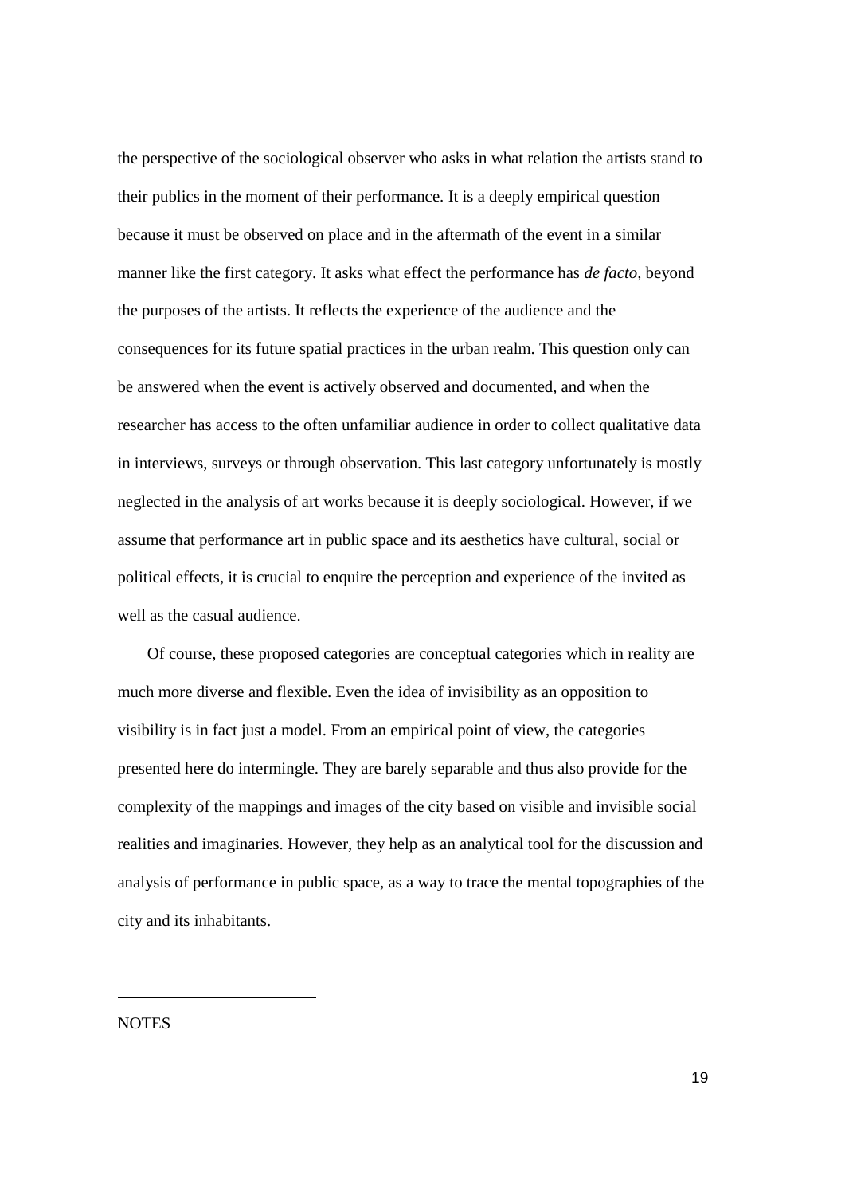the perspective of the sociological observer who asks in what relation the artists stand to their publics in the moment of their performance. It is a deeply empirical question because it must be observed on place and in the aftermath of the event in a similar manner like the first category. It asks what effect the performance has *de facto,* beyond the purposes of the artists. It reflects the experience of the audience and the consequences for its future spatial practices in the urban realm. This question only can be answered when the event is actively observed and documented, and when the researcher has access to the often unfamiliar audience in order to collect qualitative data in interviews, surveys or through observation. This last category unfortunately is mostly neglected in the analysis of art works because it is deeply sociological. However, if we assume that performance art in public space and its aesthetics have cultural, social or political effects, it is crucial to enquire the perception and experience of the invited as well as the casual audience.

Of course, these proposed categories are conceptual categories which in reality are much more diverse and flexible. Even the idea of invisibility as an opposition to visibility is in fact just a model. From an empirical point of view, the categories presented here do intermingle. They are barely separable and thus also provide for the complexity of the mappings and images of the city based on visible and invisible social realities and imaginaries. However, they help as an analytical tool for the discussion and analysis of performance in public space, as a way to trace the mental topographies of the city and its inhabitants.

NOTES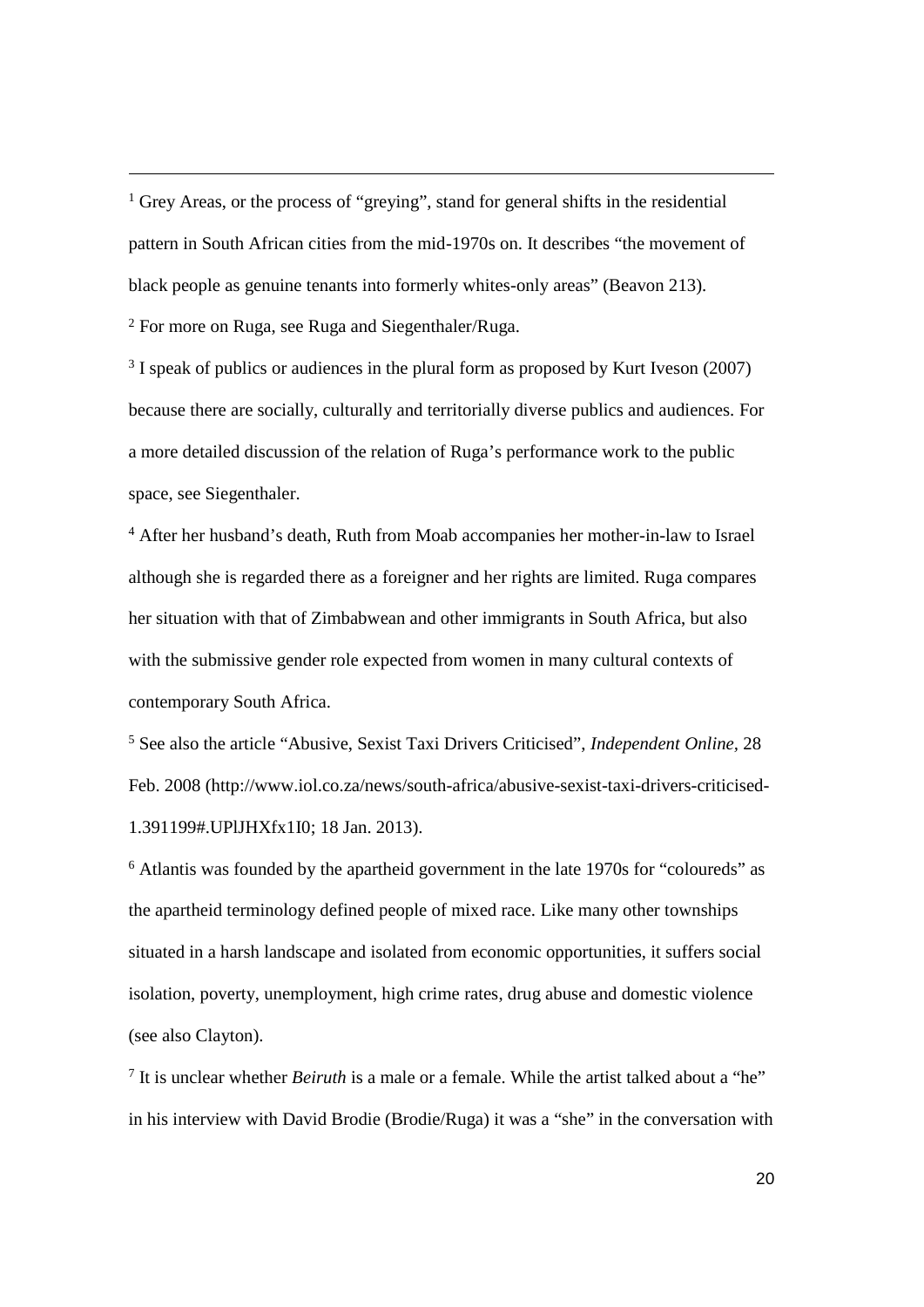[1] Grey Areas, or the process of "greying", stand for general shifts in the residential pattern in South African cities from the mid-1970s on. It describes "the movement of black people as genuine tenants into formerly whites-only areas" (Beavon 213).

[2] For more on Ruga, see Ruga and Siegenthaler/Ruga.

[3] I speak of publics or audiences in the plural form as proposed by Kurt Iveson (2007) because there are socially, culturally and territorially diverse publics and audiences. For a more detailed discussion of the relation of Ruga's performance work to the public space, see Siegenthaler.

[4] After her husband's death, Ruth from Moab accompanies her mother-in-law to Israel although she is regarded there as a foreigner and her rights are limited. Ruga compares her situation with that of Zimbabwean and other immigrants in South Africa, but also with the submissive gender role expected from women in many cultural contexts of contemporary South Africa.

[5] See also the article "Abusive, Sexist Taxi Drivers Criticised", *Independent Online*, 28 Feb. 2008 (http://www.iol.co.za/news/south-africa/abusive-sexist-taxi-drivers-criticised-1.391199#.UPlJHXfx1I0; 18 Jan. 2013).

[6] Atlantis was founded by the apartheid government in the late 1970s for "coloureds" as the apartheid terminology defined people of mixed race. Like many other townships situated in a harsh landscape and isolated from economic opportunities, it suffers social isolation, poverty, unemployment, high crime rates, drug abuse and domestic violence (see also Clayton).

[7] It is unclear whether *Beiruth* is a male or a female. While the artist talked about a "he" in his interview with David Brodie (Brodie/Ruga) it was a "she" in the conversation with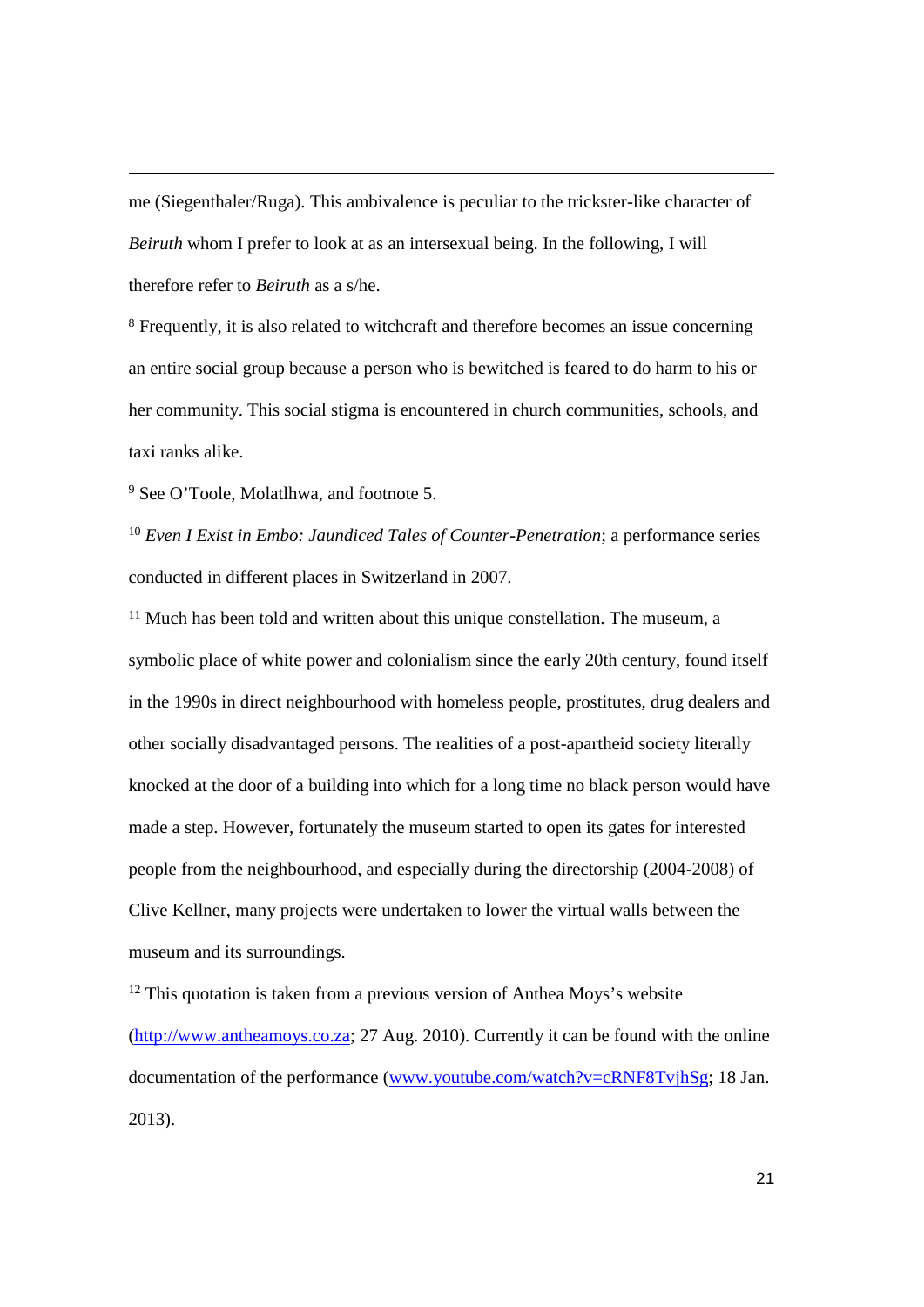me (Siegenthaler/Ruga). This ambivalence is peculiar to the trickster-like character of *Beiruth* whom I prefer to look at as an intersexual being. In the following, I will therefore refer to *Beiruth* as a s/he.

[8] Frequently, it is also related to witchcraft and therefore becomes an issue concerning an entire social group because a person who is bewitched is feared to do harm to his or her community. This social stigma is encountered in church communities, schools, and taxi ranks alike.

[9] See O'Toole, Molatlhwa, and footnote 5.

[10] *Even I Exist in Embo: Jaundiced Tales of Counter-Penetration*; a performance series conducted in different places in Switzerland in 2007.

[11] Much has been told and written about this unique constellation. The museum, a symbolic place of white power and colonialism since the early 20th century, found itself in the 1990s in direct neighbourhood with homeless people, prostitutes, drug dealers and other socially disadvantaged persons. The realities of a post-apartheid society literally knocked at the door of a building into which for a long time no black person would have made a step. However, fortunately the museum started to open its gates for interested people from the neighbourhood, and especially during the directorship (2004-2008) of Clive Kellner, many projects were undertaken to lower the virtual walls between the museum and its surroundings.

[12] This quotation is taken from a previous version of Anthea Moys's website (http://www.antheamoys.co.za; 27 Aug. 2010). Currently it can be found with the online documentation of the performance (www.youtube.com/watch?v=cRNF8TvjhSg; 18 Jan. 2013).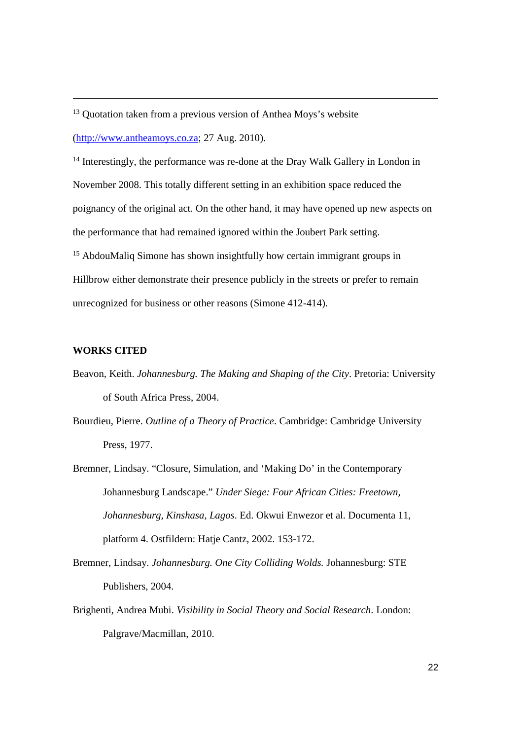[13] Quotation taken from a previous version of Anthea Moys's website (http://www.antheamoys.co.za; 27 Aug. 2010).

[14] Interestingly, the performance was re-done at the Dray Walk Gallery in London in November 2008. This totally different setting in an exhibition space reduced the poignancy of the original act. On the other hand, it may have opened up new aspects on the performance that had remained ignored within the Joubert Park setting.

[15] AbdouMaliq Simone has shown insightfully how certain immigrant groups in Hillbrow either demonstrate their presence publicly in the streets or prefer to remain unrecognized for business or other reasons (Simone 412-414).

**WORKS CITED**

Beavon, Keith. *Johannesburg. The Making and Shaping of the City*. Pretoria: University of South Africa Press, 2004.

Bourdieu, Pierre. *Outline of a Theory of Practice*. Cambridge: Cambridge University Press, 1977.

Bremner, Lindsay. "Closure, Simulation, and 'Making Do' in the Contemporary Johannesburg Landscape." *Under Siege: Four African Cities: Freetown, Johannesburg, Kinshasa, Lagos*. Ed. Okwui Enwezor et al. Documenta 11, platform 4. Ostfildern: Hatje Cantz, 2002. 153-172.

Bremner, Lindsay. *Johannesburg. One City Colliding Wolds.* Johannesburg: STE Publishers, 2004.

Brighenti, Andrea Mubi. *Visibility in Social Theory and Social Research*. London: Palgrave/Macmillan, 2010.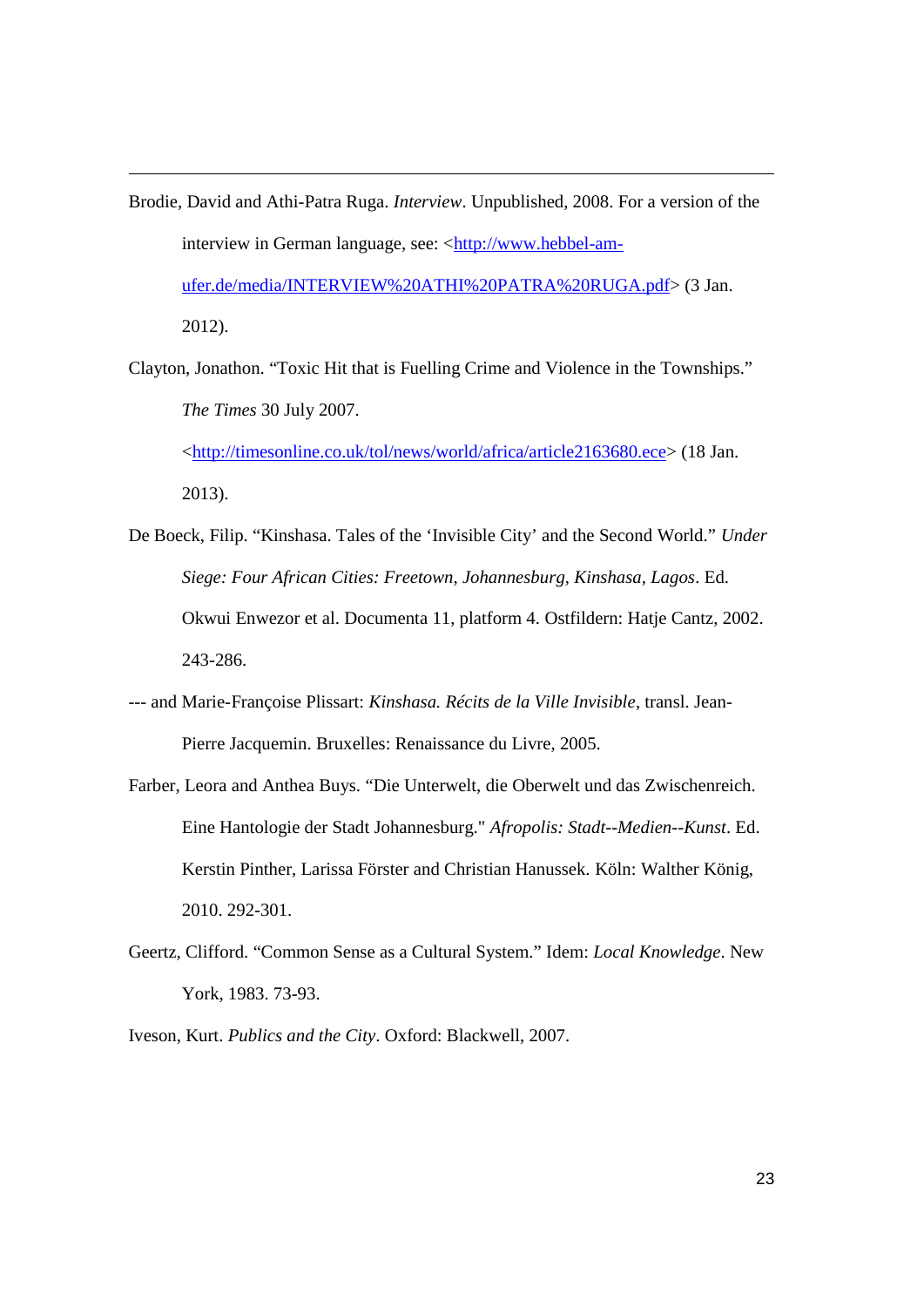Brodie, David and Athi-Patra Ruga. *Interview*. Unpublished, 2008. For a version of the interview in German language, see: <http://www.hebbel-am-ufer.de/media/INTERVIEW%20ATHI%20PATRA%20RUGA.pdf> (3 Jan. 2012).

Clayton, Jonathon. "Toxic Hit that is Fuelling Crime and Violence in the Townships." *The Times* 30 July 2007. <http://timesonline.co.uk/tol/news/world/africa/article2163680.ece> (18 Jan. 2013).

De Boeck, Filip. "Kinshasa. Tales of the 'Invisible City' and the Second World." *Under Siege: Four African Cities: Freetown, Johannesburg, Kinshasa, Lagos*. Ed. Okwui Enwezor et al. Documenta 11, platform 4. Ostfildern: Hatje Cantz, 2002. 243-286.

--- and Marie-Françoise Plissart: *Kinshasa. Récits de la Ville Invisible*, transl. Jean-Pierre Jacquemin. Bruxelles: Renaissance du Livre, 2005.

Farber, Leora and Anthea Buys. "Die Unterwelt, die Oberwelt und das Zwischenreich. Eine Hantologie der Stadt Johannesburg." *Afropolis: Stadt--Medien--Kunst*. Ed. Kerstin Pinther, Larissa Förster and Christian Hanussek. Köln: Walther König, 2010. 292-301.

Geertz, Clifford. "Common Sense as a Cultural System." Idem: *Local Knowledge*. New York, 1983. 73-93.

Iveson, Kurt. *Publics and the City*. Oxford: Blackwell, 2007.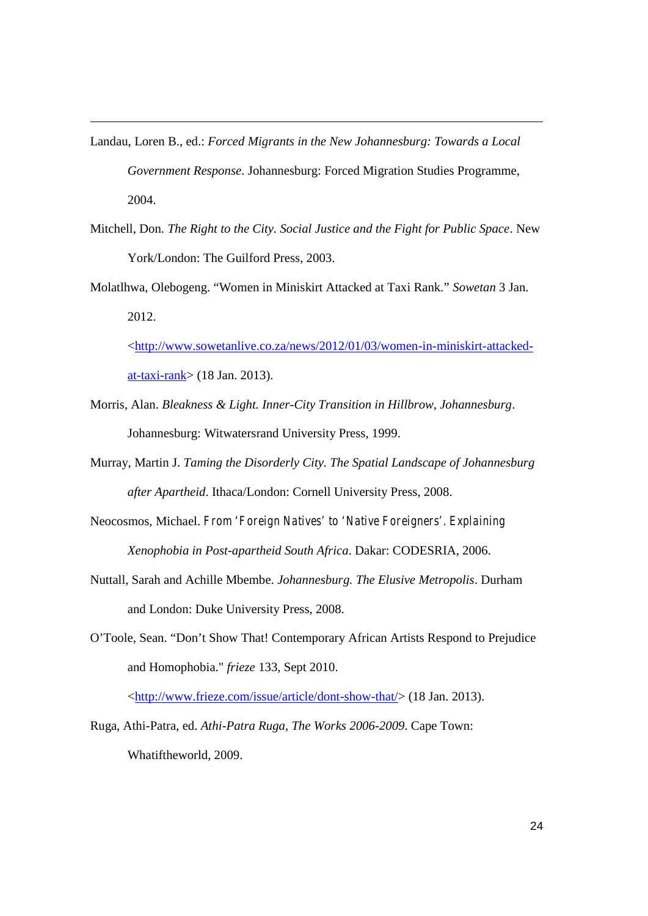Landau, Loren B., ed.: *Forced Migrants in the New Johannesburg: Towards a Local Government Response*. Johannesburg: Forced Migration Studies Programme, 2004.

Mitchell, Don. *The Right to the City. Social Justice and the Fight for Public Space*. New York/London: The Guilford Press, 2003.

Molatlhwa, Olebogeng. "Women in Miniskirt Attacked at Taxi Rank." *Sowetan* 3 Jan. 2012. <http://www.sowetanlive.co.za/news/2012/01/03/women-in-miniskirt-attacked-at-taxi-rank> (18 Jan. 2013).

Morris, Alan. *Bleakness & Light. Inner-City Transition in Hillbrow, Johannesburg*. Johannesburg: Witwatersrand University Press, 1999.

Murray, Martin J. *Taming the Disorderly City. The Spatial Landscape of Johannesburg after Apartheid*. Ithaca/London: Cornell University Press, 2008.

Neocosmos, Michael. *From 'Foreign Natives' to 'Native Foreigners'. Explaining Xenophobia in Post-apartheid South Africa*. Dakar: CODESRIA, 2006.

Nuttall, Sarah and Achille Mbembe. *Johannesburg. The Elusive Metropolis*. Durham and London: Duke University Press, 2008.

O'Toole, Sean. "Don't Show That! Contemporary African Artists Respond to Prejudice and Homophobia." *frieze* 133, Sept 2010. <http://www.frieze.com/issue/article/dont-show-that/> (18 Jan. 2013).

Ruga, Athi-Patra, ed. *Athi-Patra Ruga, The Works 2006-2009*. Cape Town: Whatiftheworld, 2009.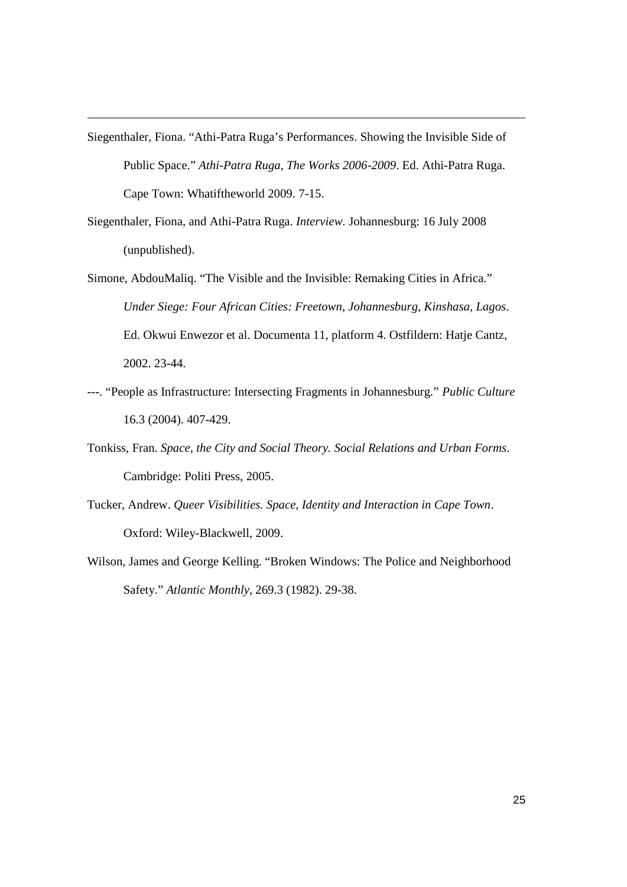Siegenthaler, Fiona. "Athi-Patra Ruga's Performances. Showing the Invisible Side of Public Space." *Athi-Patra Ruga, The Works 2006-2009*. Ed. Athi-Patra Ruga. Cape Town: Whatiftheworld 2009. 7-15.

Siegenthaler, Fiona, and Athi-Patra Ruga. *Interview.* Johannesburg: 16 July 2008 (unpublished).

Simone, AbdouMaliq. "The Visible and the Invisible: Remaking Cities in Africa." *Under Siege: Four African Cities: Freetown, Johannesburg, Kinshasa, Lagos*. Ed. Okwui Enwezor et al. Documenta 11, platform 4. Ostfildern: Hatje Cantz, 2002. 23-44.

---. "People as Infrastructure: Intersecting Fragments in Johannesburg." *Public Culture* 16.3 (2004). 407-429.

Tonkiss, Fran. *Space, the City and Social Theory. Social Relations and Urban Forms*. Cambridge: Politi Press, 2005.

Tucker, Andrew. *Queer Visibilities. Space, Identity and Interaction in Cape Town*. Oxford: Wiley-Blackwell, 2009.

Wilson, James and George Kelling. "Broken Windows: The Police and Neighborhood Safety." *Atlantic Monthly*, 269.3 (1982). 29-38.